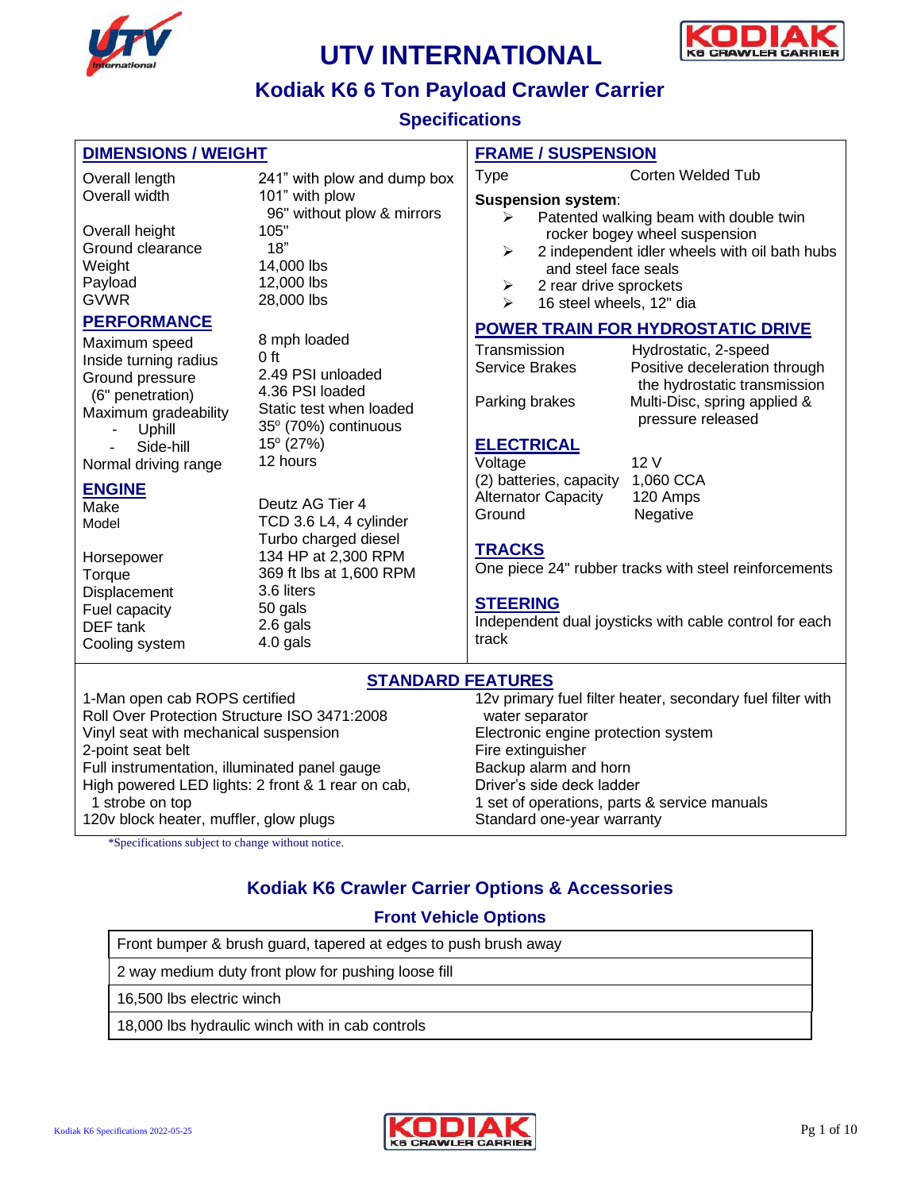# UTV INTERNATIONAL

## Kodiak K6 6 Ton Payload Crawler Carrier

### Specifications

#### DIMENSIONS / WEIGHT

| | |
|---|---|
| Overall length | 241" with plow and dump box |
| Overall width | 101" with plow<br>96" without plow & mirrors |
| Overall height | 105" |
| Ground clearance | 18" |
| Weight | 14,000 lbs |
| Payload | 12,000 lbs |
| GVWR | 28,000 lbs |

#### PERFORMANCE

| | |
|---|---|
| Maximum speed | 8 mph loaded |
| Inside turning radius | 0 ft |
| Ground pressure (6" penetration) | 2.49 PSI unloaded<br>4.36 PSI loaded |
| Maximum gradeability | Static test when loaded |
| - Uphill | 35º (70%) continuous |
| - Side-hill | 15º (27%) |
| Normal driving range | 12 hours |

#### ENGINE

| | |
|---|---|
| Make | Deutz AG Tier 4 |
| Model | TCD 3.6 L4, 4 cylinder<br>Turbo charged diesel |
| Horsepower | 134 HP at 2,300 RPM |
| Torque | 369 ft lbs at 1,600 RPM |
| Displacement | 3.6 liters |
| Fuel capacity | 50 gals |
| DEF tank | 2.6 gals |
| Cooling system | 4.0 gals |

#### FRAME / SUSPENSION

Type: Corten Welded Tub

**Suspension system**:
- Patented walking beam with double twin rocker bogey wheel suspension
- 2 independent idler wheels with oil bath hubs and steel face seals
- 2 rear drive sprockets
- 16 steel wheels, 12" dia

#### POWER TRAIN FOR HYDROSTATIC DRIVE

| | |
|---|---|
| Transmission | Hydrostatic, 2-speed |
| Service Brakes | Positive deceleration through the hydrostatic transmission |
| Parking brakes | Multi-Disc, spring applied & pressure released |

#### ELECTRICAL

| | |
|---|---|
| Voltage | 12 V |
| (2) batteries, capacity | 1,060 CCA |
| Alternator Capacity | 120 Amps |
| Ground | Negative |

#### TRACKS

One piece 24" rubber tracks with steel reinforcements

#### STEERING

Independent dual joysticks with cable control for each track

#### STANDARD FEATURES

- 1-Man open cab ROPS certified
- Roll Over Protection Structure ISO 3471:2008
- Vinyl seat with mechanical suspension
- 2-point seat belt
- Full instrumentation, illuminated panel gauge
- High powered LED lights: 2 front & 1 rear on cab, 1 strobe on top
- 120v block heater, muffler, glow plugs
- 12v primary fuel filter heater, secondary fuel filter with water separator
- Electronic engine protection system
- Fire extinguisher
- Backup alarm and horn
- Driver's side deck ladder
- 1 set of operations, parts & service manuals
- Standard one-year warranty

*Specifications subject to change without notice.

## Kodiak K6 Crawler Carrier Options & Accessories

### Front Vehicle Options

| Front Vehicle Options |
|---|
| Front bumper & brush guard, tapered at edges to push brush away |
| 2 way medium duty front plow for pushing loose fill |
| 16,500 lbs electric winch |
| 18,000 lbs hydraulic winch with in cab controls |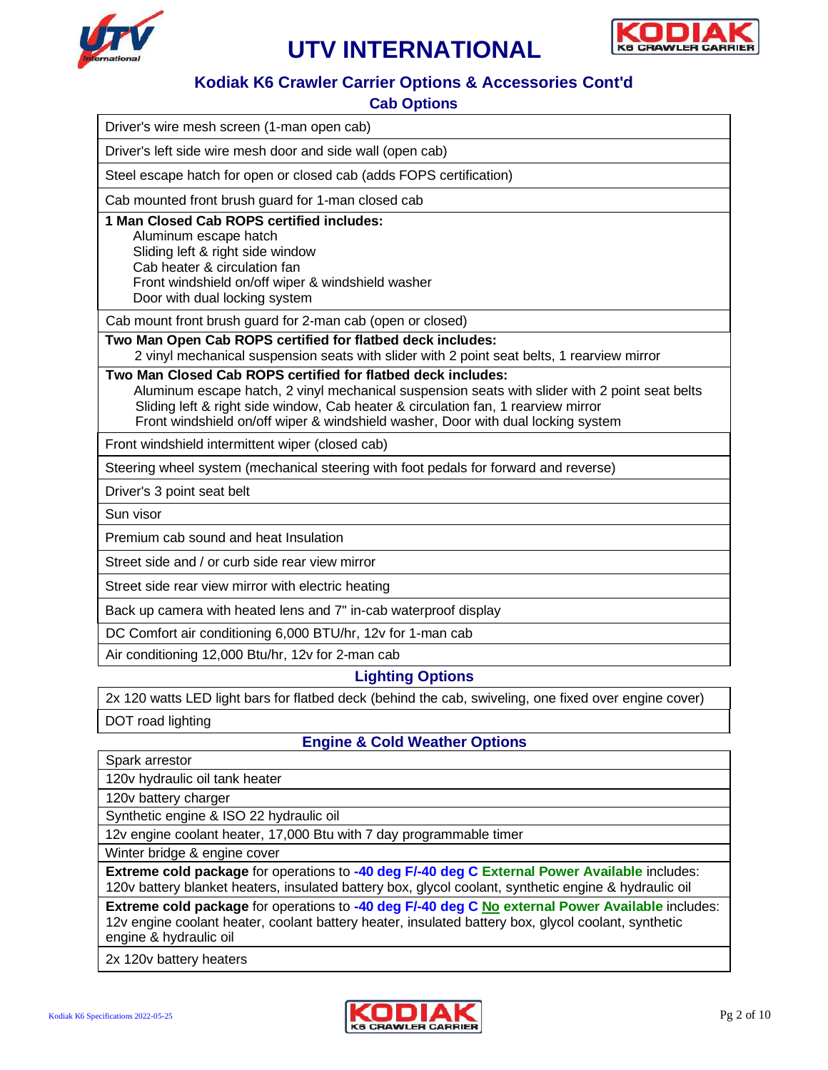# UTV INTERNATIONAL

## Kodiak K6 Crawler Carrier Options & Accessories Cont'd

### Cab Options

| |
|---|
| Driver's wire mesh screen (1-man open cab) |
| Driver's left side wire mesh door and side wall (open cab) |
| Steel escape hatch for open or closed cab (adds FOPS certification) |
| Cab mounted front brush guard for 1-man closed cab |
| **1 Man Closed Cab ROPS certified includes:**<br>Aluminum escape hatch<br>Sliding left & right side window<br>Cab heater & circulation fan<br>Front windshield on/off wiper & windshield washer<br>Door with dual locking system |
| Cab mount front brush guard for 2-man cab (open or closed) |
| **Two Man Open Cab ROPS certified for flatbed deck includes:**<br>2 vinyl mechanical suspension seats with slider with 2 point seat belts, 1 rearview mirror |
| **Two Man Closed Cab ROPS certified for flatbed deck includes:**<br>Aluminum escape hatch, 2 vinyl mechanical suspension seats with slider with 2 point seat belts<br>Sliding left & right side window, Cab heater & circulation fan, 1 rearview mirror<br>Front windshield on/off wiper & windshield washer, Door with dual locking system |
| Front windshield intermittent wiper (closed cab) |
| Steering wheel system (mechanical steering with foot pedals for forward and reverse) |
| Driver's 3 point seat belt |
| Sun visor |
| Premium cab sound and heat Insulation |
| Street side and / or curb side rear view mirror |
| Street side rear view mirror with electric heating |
| Back up camera with heated lens and 7" in-cab waterproof display |
| DC Comfort air conditioning 6,000 BTU/hr, 12v for 1-man cab |
| Air conditioning 12,000 Btu/hr, 12v for 2-man cab |

### Lighting Options

| |
|---|
| 2x 120 watts LED light bars for flatbed deck (behind the cab, swiveling, one fixed over engine cover) |
| DOT road lighting |

### Engine & Cold Weather Options

| |
|---|
| Spark arrestor |
| 120v hydraulic oil tank heater |
| 120v battery charger |
| Synthetic engine & ISO 22 hydraulic oil |
| 12v engine coolant heater, 17,000 Btu with 7 day programmable timer |
| Winter bridge & engine cover |
| **Extreme cold package** for operations to **-40 deg F/-40 deg C External Power Available** includes: 120v battery blanket heaters, insulated battery box, glycol coolant, synthetic engine & hydraulic oil |
| **Extreme cold package** for operations to **-40 deg F/-40 deg C <u>No</u> external Power Available** includes: 12v engine coolant heater, coolant battery heater, insulated battery box, glycol coolant, synthetic engine & hydraulic oil |
| 2x 120v battery heaters |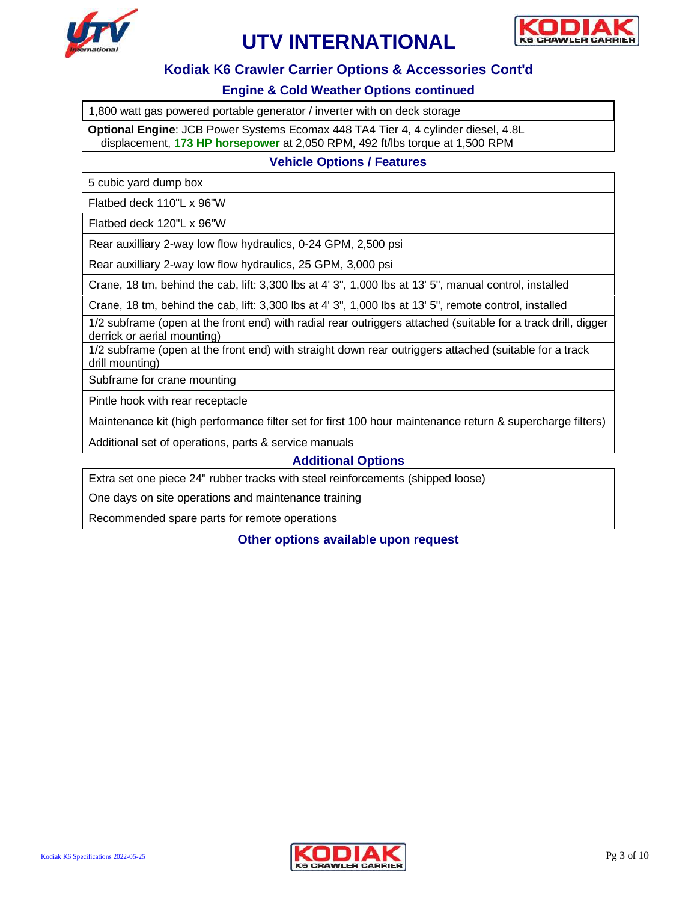# UTV INTERNATIONAL

## Kodiak K6 Crawler Carrier Options & Accessories Cont'd

### Engine & Cold Weather Options continued

| |
|---|
| 1,800 watt gas powered portable generator / inverter with on deck storage |
| **Optional Engine**: JCB Power Systems Ecomax 448 TA4 Tier 4, 4 cylinder diesel, 4.8L displacement, **173 HP horsepower** at 2,050 RPM, 492 ft/lbs torque at 1,500 RPM |

### Vehicle Options / Features

| |
|---|
| 5 cubic yard dump box |
| Flatbed deck 110"L x 96"W |
| Flatbed deck 120"L x 96"W |
| Rear auxilliary 2-way low flow hydraulics, 0-24 GPM, 2,500 psi |
| Rear auxilliary 2-way low flow hydraulics, 25 GPM, 3,000 psi |
| Crane, 18 tm, behind the cab, lift: 3,300 lbs at 4' 3", 1,000 lbs at 13' 5", manual control, installed |
| Crane, 18 tm, behind the cab, lift: 3,300 lbs at 4' 3", 1,000 lbs at 13' 5", remote control, installed |
| 1/2 subframe (open at the front end) with radial rear outriggers attached (suitable for a track drill, digger derrick or aerial mounting) |
| 1/2 subframe (open at the front end) with straight down rear outriggers attached (suitable for a track drill mounting) |
| Subframe for crane mounting |
| Pintle hook with rear receptacle |
| Maintenance kit (high performance filter set for first 100 hour maintenance return & supercharge filters) |
| Additional set of operations, parts & service manuals |

### Additional Options

| |
|---|
| Extra set one piece 24" rubber tracks with steel reinforcements (shipped loose) |
| One days on site operations and maintenance training |
| Recommended spare parts for remote operations |

**Other options available upon request**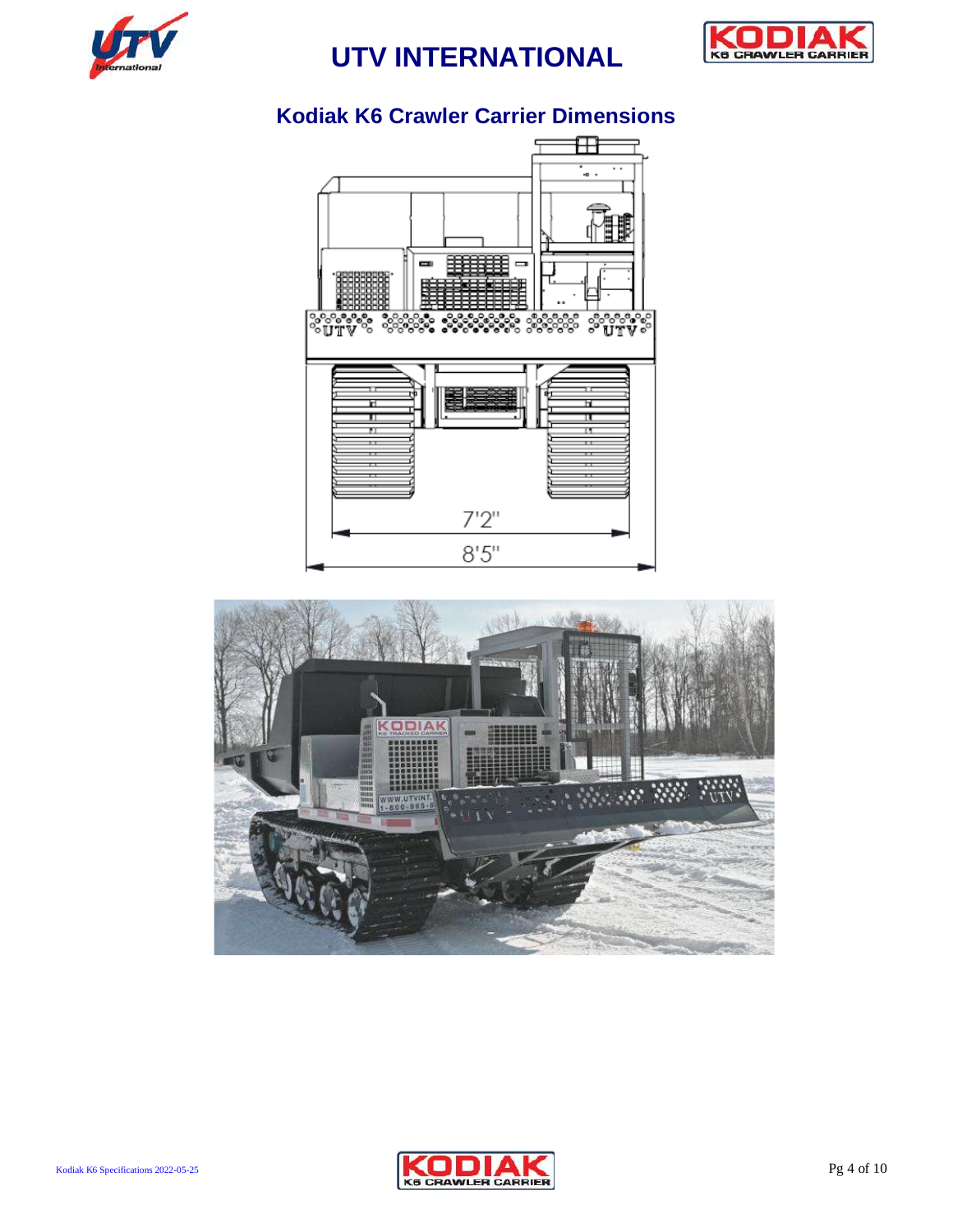## Kodiak K6 Crawler Carrier Dimensions

7'2"

8'5"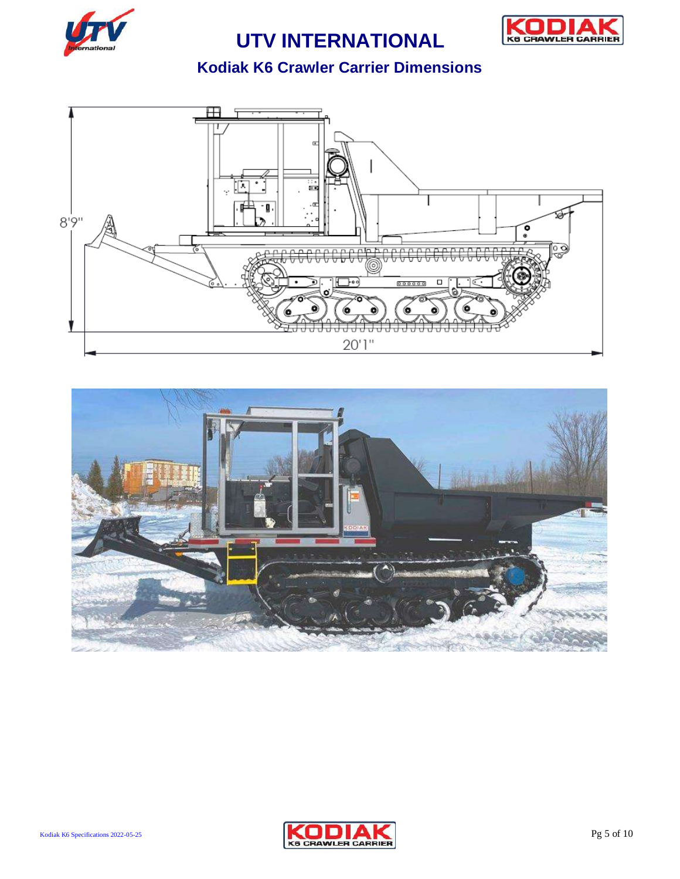# UTV INTERNATIONAL

## Kodiak K6 Crawler Carrier Dimensions

8'9"

20'1"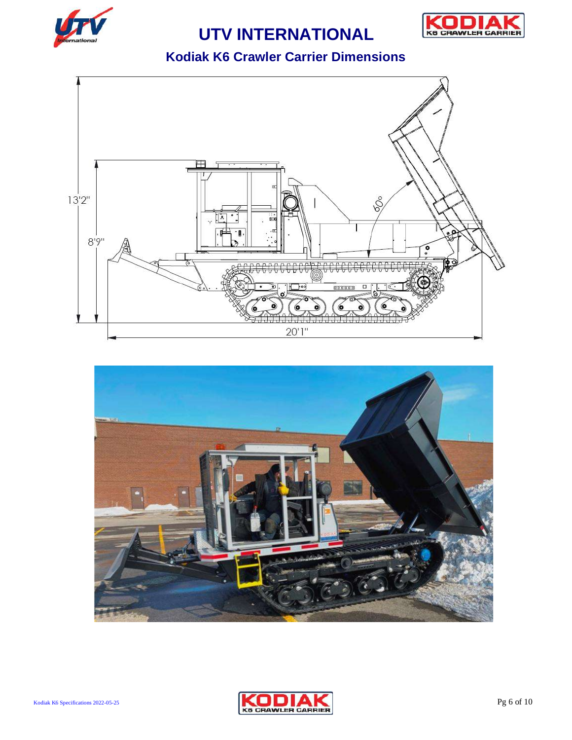# UTV INTERNATIONAL

## Kodiak K6 Crawler Carrier Dimensions

13'2"

8'9"

60°

20'1"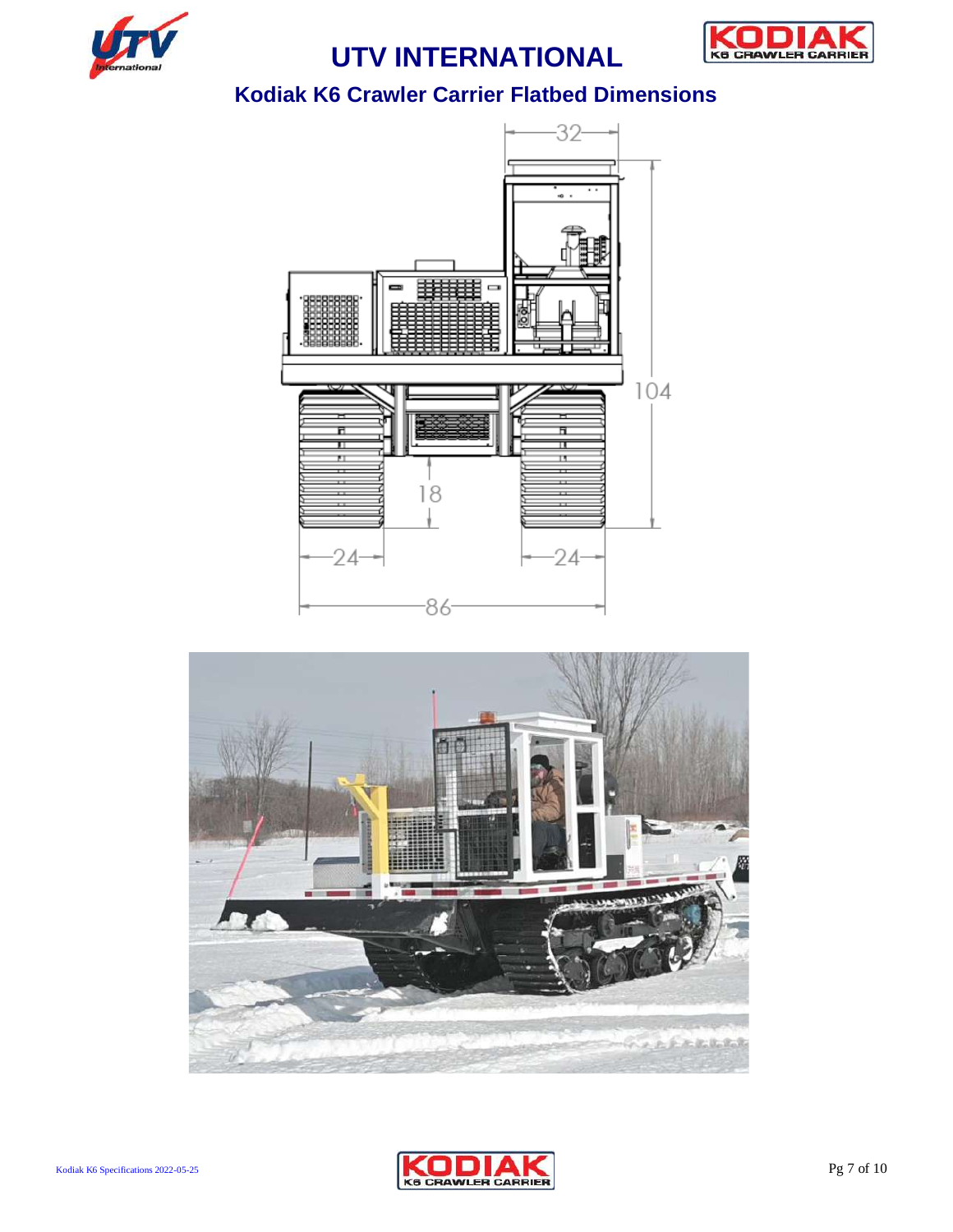# UTV INTERNATIONAL

## Kodiak K6 Crawler Carrier Flatbed Dimensions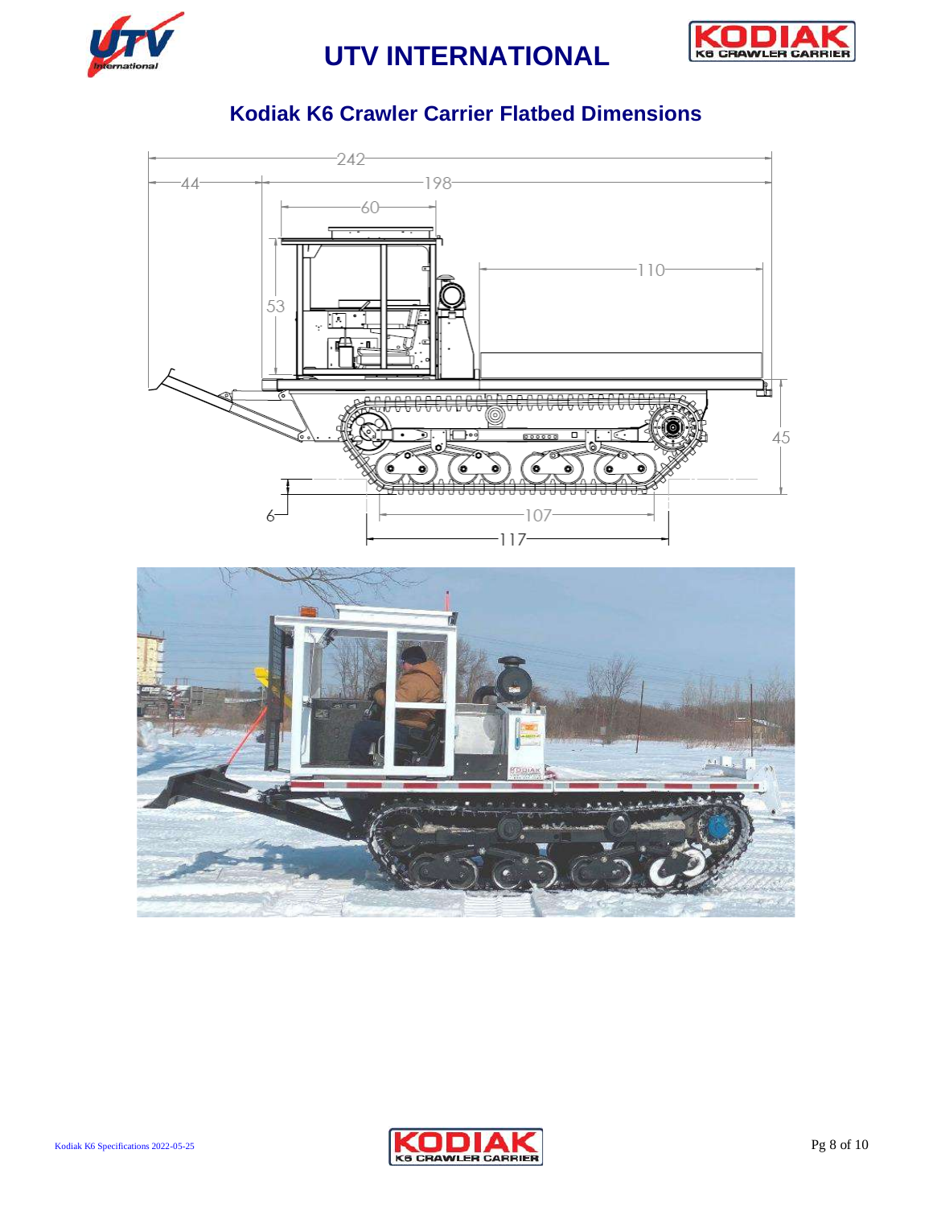## Kodiak K6 Crawler Carrier Flatbed Dimensions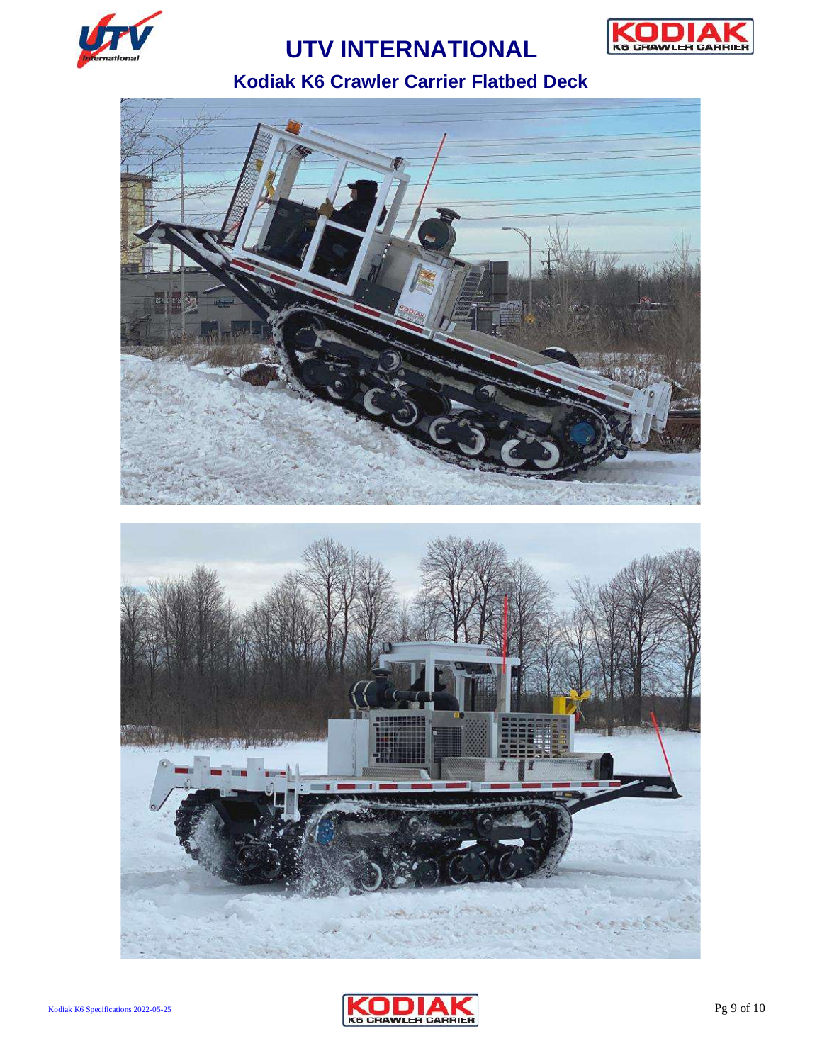# UTV INTERNATIONAL

## Kodiak K6 Crawler Carrier Flatbed Deck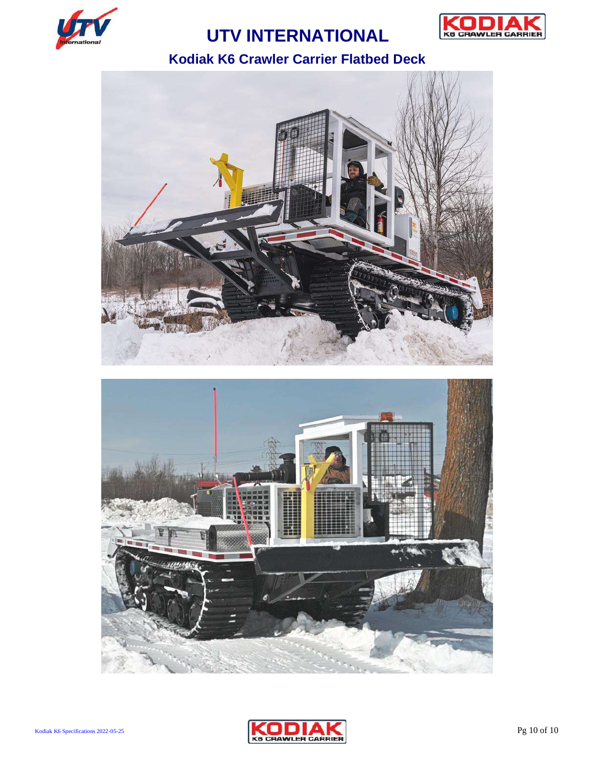# UTV INTERNATIONAL

## Kodiak K6 Crawler Carrier Flatbed Deck